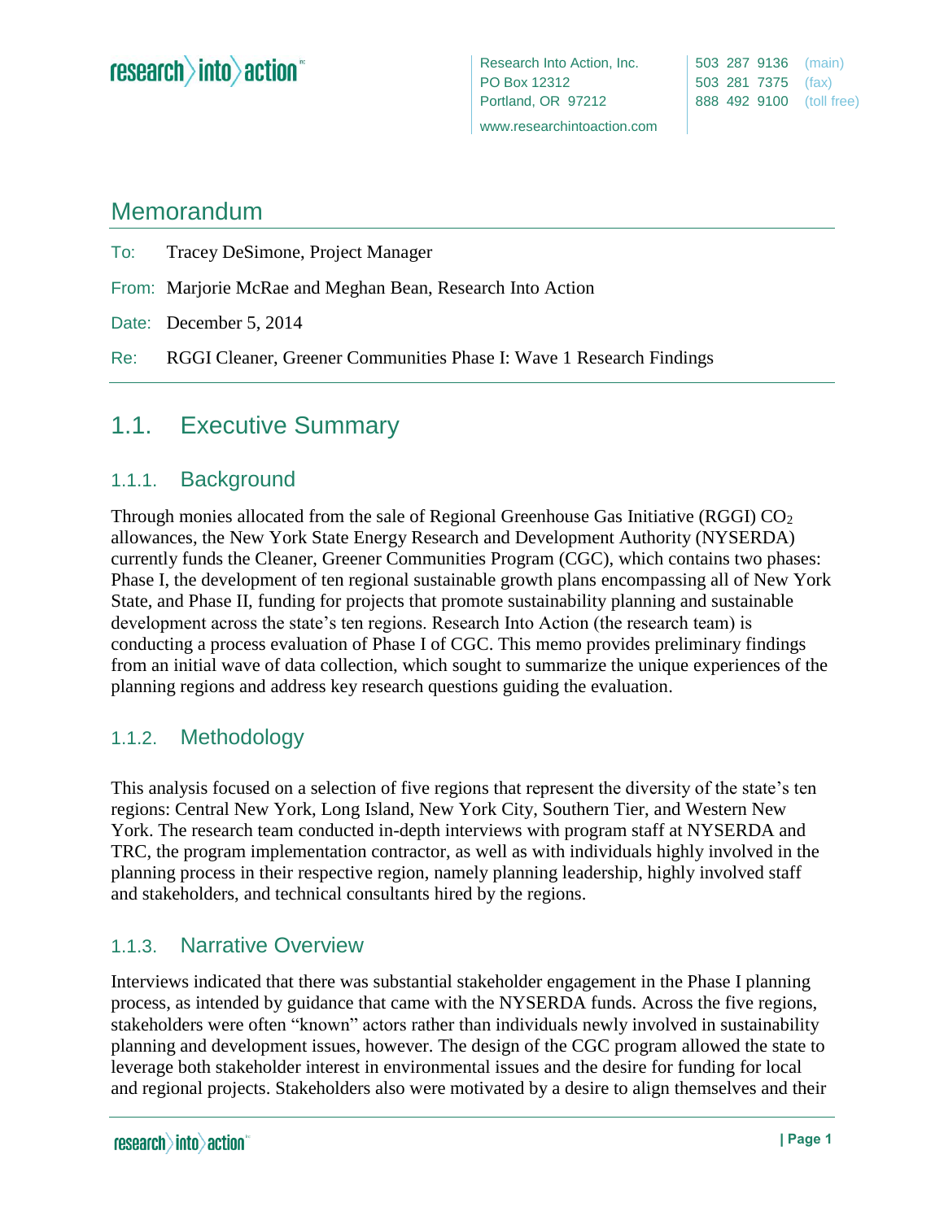Research Into Action, Inc.
PO Box 12312
Portland, OR 97212
www.researchintoaction.com

503 287 9136 (main)
503 281 7375 (fax)
888 492 9100 (toll free)

# Memorandum

To: Tracey DeSimone, Project Manager

From: Marjorie McRae and Meghan Bean, Research Into Action

Date: December 5, 2014

Re: RGGI Cleaner, Greener Communities Phase I: Wave 1 Research Findings

## 1.1. Executive Summary

### 1.1.1. Background

Through monies allocated from the sale of Regional Greenhouse Gas Initiative (RGGI) $CO_2$ allowances, the New York State Energy Research and Development Authority (NYSERDA) currently funds the Cleaner, Greener Communities Program (CGC), which contains two phases: Phase I, the development of ten regional sustainable growth plans encompassing all of New York State, and Phase II, funding for projects that promote sustainability planning and sustainable development across the state's ten regions. Research Into Action (the research team) is conducting a process evaluation of Phase I of CGC. This memo provides preliminary findings from an initial wave of data collection, which sought to summarize the unique experiences of the planning regions and address key research questions guiding the evaluation.

### 1.1.2. Methodology

This analysis focused on a selection of five regions that represent the diversity of the state's ten regions: Central New York, Long Island, New York City, Southern Tier, and Western New York. The research team conducted in-depth interviews with program staff at NYSERDA and TRC, the program implementation contractor, as well as with individuals highly involved in the planning process in their respective region, namely planning leadership, highly involved staff and stakeholders, and technical consultants hired by the regions.

### 1.1.3. Narrative Overview

Interviews indicated that there was substantial stakeholder engagement in the Phase I planning process, as intended by guidance that came with the NYSERDA funds. Across the five regions, stakeholders were often "known" actors rather than individuals newly involved in sustainability planning and development issues, however. The design of the CGC program allowed the state to leverage both stakeholder interest in environmental issues and the desire for funding for local and regional projects. Stakeholders also were motivated by a desire to align themselves and their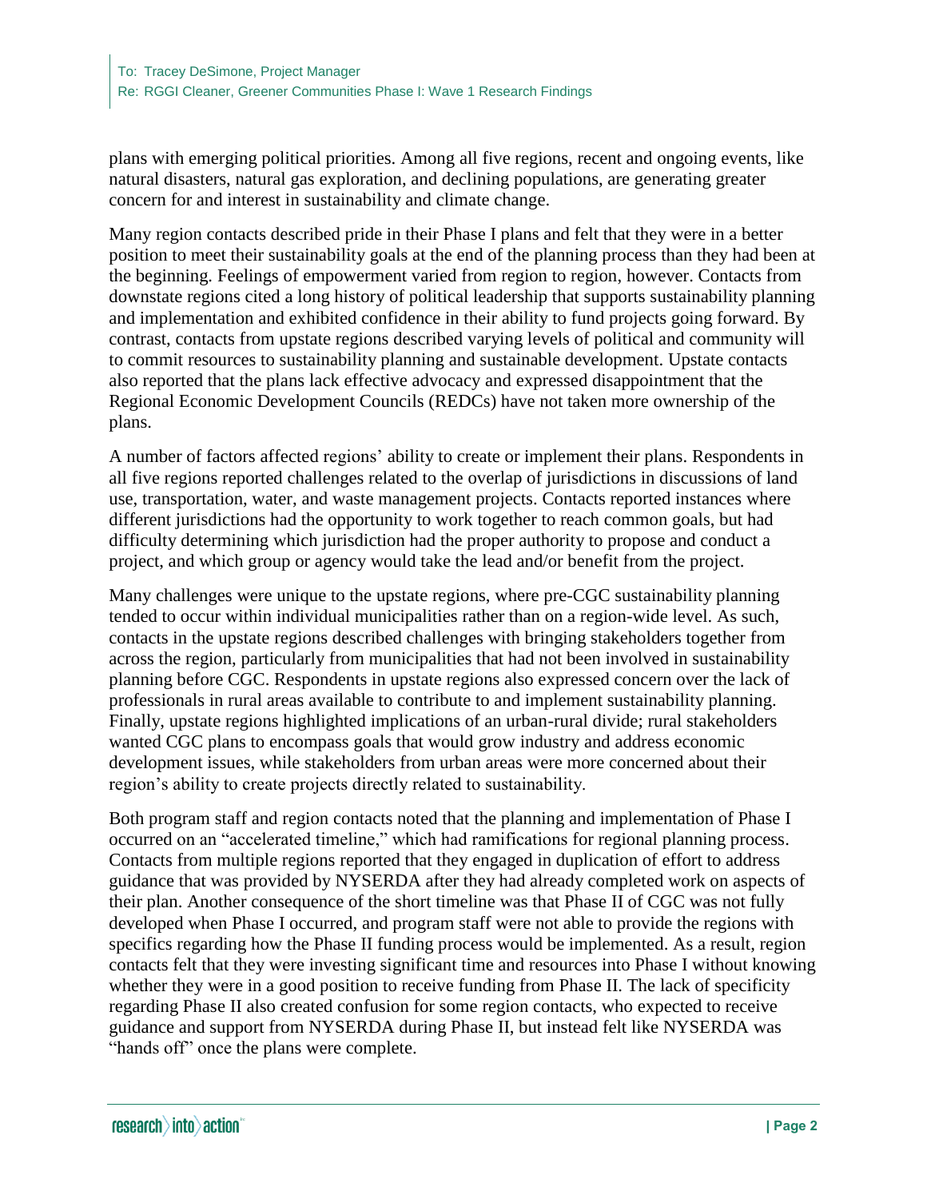plans with emerging political priorities. Among all five regions, recent and ongoing events, like natural disasters, natural gas exploration, and declining populations, are generating greater concern for and interest in sustainability and climate change.

Many region contacts described pride in their Phase I plans and felt that they were in a better position to meet their sustainability goals at the end of the planning process than they had been at the beginning. Feelings of empowerment varied from region to region, however. Contacts from downstate regions cited a long history of political leadership that supports sustainability planning and implementation and exhibited confidence in their ability to fund projects going forward. By contrast, contacts from upstate regions described varying levels of political and community will to commit resources to sustainability planning and sustainable development. Upstate contacts also reported that the plans lack effective advocacy and expressed disappointment that the Regional Economic Development Councils (REDCs) have not taken more ownership of the plans.

A number of factors affected regions' ability to create or implement their plans. Respondents in all five regions reported challenges related to the overlap of jurisdictions in discussions of land use, transportation, water, and waste management projects. Contacts reported instances where different jurisdictions had the opportunity to work together to reach common goals, but had difficulty determining which jurisdiction had the proper authority to propose and conduct a project, and which group or agency would take the lead and/or benefit from the project.

Many challenges were unique to the upstate regions, where pre-CGC sustainability planning tended to occur within individual municipalities rather than on a region-wide level. As such, contacts in the upstate regions described challenges with bringing stakeholders together from across the region, particularly from municipalities that had not been involved in sustainability planning before CGC. Respondents in upstate regions also expressed concern over the lack of professionals in rural areas available to contribute to and implement sustainability planning. Finally, upstate regions highlighted implications of an urban-rural divide; rural stakeholders wanted CGC plans to encompass goals that would grow industry and address economic development issues, while stakeholders from urban areas were more concerned about their region's ability to create projects directly related to sustainability.

Both program staff and region contacts noted that the planning and implementation of Phase I occurred on an "accelerated timeline," which had ramifications for regional planning process. Contacts from multiple regions reported that they engaged in duplication of effort to address guidance that was provided by NYSERDA after they had already completed work on aspects of their plan. Another consequence of the short timeline was that Phase II of CGC was not fully developed when Phase I occurred, and program staff were not able to provide the regions with specifics regarding how the Phase II funding process would be implemented. As a result, region contacts felt that they were investing significant time and resources into Phase I without knowing whether they were in a good position to receive funding from Phase II. The lack of specificity regarding Phase II also created confusion for some region contacts, who expected to receive guidance and support from NYSERDA during Phase II, but instead felt like NYSERDA was "hands off" once the plans were complete.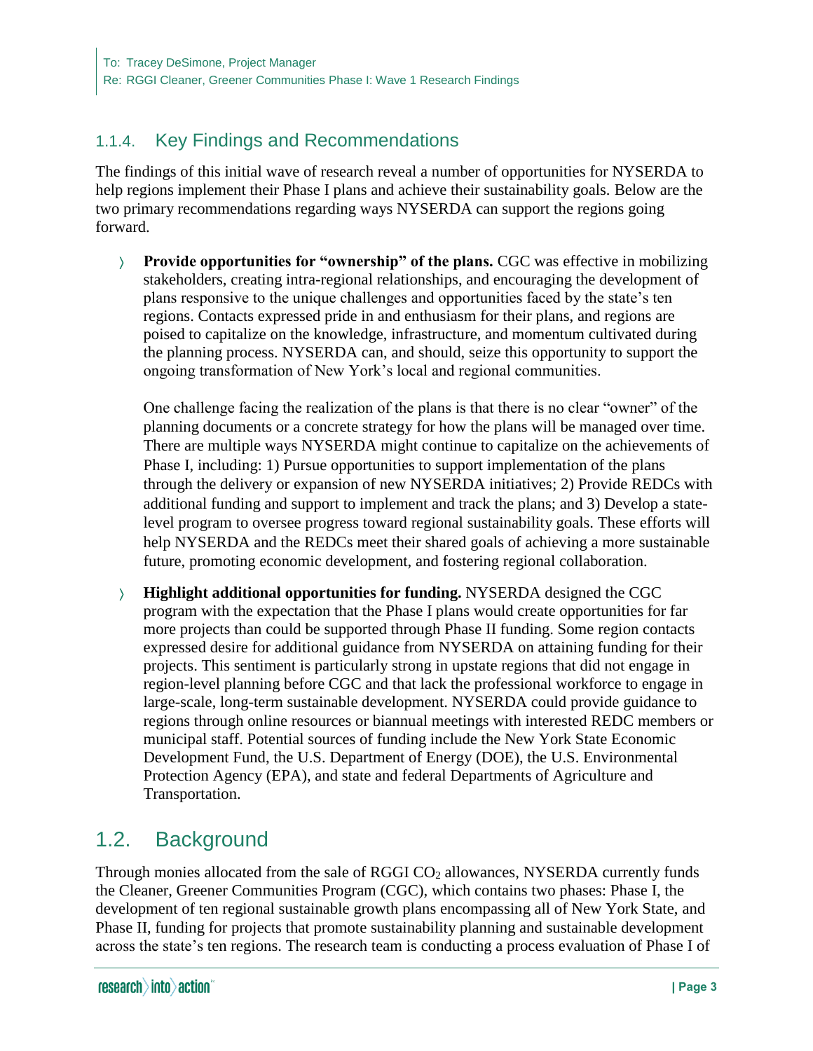### 1.1.4. Key Findings and Recommendations

The findings of this initial wave of research reveal a number of opportunities for NYSERDA to help regions implement their Phase I plans and achieve their sustainability goals. Below are the two primary recommendations regarding ways NYSERDA can support the regions going forward.

- **Provide opportunities for "ownership" of the plans.** CGC was effective in mobilizing stakeholders, creating intra-regional relationships, and encouraging the development of plans responsive to the unique challenges and opportunities faced by the state's ten regions. Contacts expressed pride in and enthusiasm for their plans, and regions are poised to capitalize on the knowledge, infrastructure, and momentum cultivated during the planning process. NYSERDA can, and should, seize this opportunity to support the ongoing transformation of New York's local and regional communities.

  One challenge facing the realization of the plans is that there is no clear "owner" of the planning documents or a concrete strategy for how the plans will be managed over time. There are multiple ways NYSERDA might continue to capitalize on the achievements of Phase I, including: 1) Pursue opportunities to support implementation of the plans through the delivery or expansion of new NYSERDA initiatives; 2) Provide REDCs with additional funding and support to implement and track the plans; and 3) Develop a state-level program to oversee progress toward regional sustainability goals. These efforts will help NYSERDA and the REDCs meet their shared goals of achieving a more sustainable future, promoting economic development, and fostering regional collaboration.

- **Highlight additional opportunities for funding.** NYSERDA designed the CGC program with the expectation that the Phase I plans would create opportunities for far more projects than could be supported through Phase II funding. Some region contacts expressed desire for additional guidance from NYSERDA on attaining funding for their projects. This sentiment is particularly strong in upstate regions that did not engage in region-level planning before CGC and that lack the professional workforce to engage in large-scale, long-term sustainable development. NYSERDA could provide guidance to regions through online resources or biannual meetings with interested REDC members or municipal staff. Potential sources of funding include the New York State Economic Development Fund, the U.S. Department of Energy (DOE), the U.S. Environmental Protection Agency (EPA), and state and federal Departments of Agriculture and Transportation.

## 1.2. Background

Through monies allocated from the sale of RGGI $CO_2$ allowances, NYSERDA currently funds the Cleaner, Greener Communities Program (CGC), which contains two phases: Phase I, the development of ten regional sustainable growth plans encompassing all of New York State, and Phase II, funding for projects that promote sustainability planning and sustainable development across the state's ten regions. The research team is conducting a process evaluation of Phase I of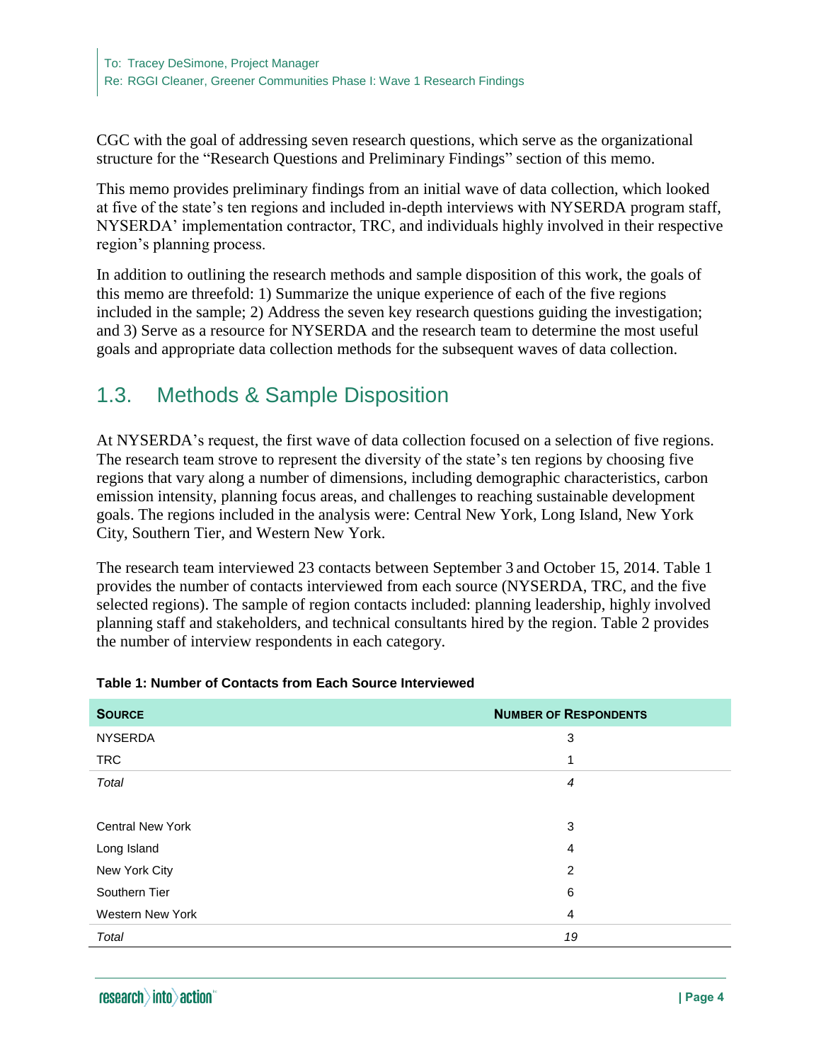CGC with the goal of addressing seven research questions, which serve as the organizational structure for the "Research Questions and Preliminary Findings" section of this memo.

This memo provides preliminary findings from an initial wave of data collection, which looked at five of the state's ten regions and included in-depth interviews with NYSERDA program staff, NYSERDA' implementation contractor, TRC, and individuals highly involved in their respective region's planning process.

In addition to outlining the research methods and sample disposition of this work, the goals of this memo are threefold: 1) Summarize the unique experience of each of the five regions included in the sample; 2) Address the seven key research questions guiding the investigation; and 3) Serve as a resource for NYSERDA and the research team to determine the most useful goals and appropriate data collection methods for the subsequent waves of data collection.

## 1.3. Methods & Sample Disposition

At NYSERDA's request, the first wave of data collection focused on a selection of five regions. The research team strove to represent the diversity of the state's ten regions by choosing five regions that vary along a number of dimensions, including demographic characteristics, carbon emission intensity, planning focus areas, and challenges to reaching sustainable development goals. The regions included in the analysis were: Central New York, Long Island, New York City, Southern Tier, and Western New York.

The research team interviewed 23 contacts between September 3 and October 15, 2014. Table 1 provides the number of contacts interviewed from each source (NYSERDA, TRC, and the five selected regions). The sample of region contacts included: planning leadership, highly involved planning staff and stakeholders, and technical consultants hired by the region. Table 2 provides the number of interview respondents in each category.

**Table 1: Number of Contacts from Each Source Interviewed**

| Source | Number of Respondents |
|---|---|
| NYSERDA | 3 |
| TRC | 1 |
| *Total* | *4* |
| | |
| Central New York | 3 |
| Long Island | 4 |
| New York City | 2 |
| Southern Tier | 6 |
| Western New York | 4 |
| *Total* | *19* |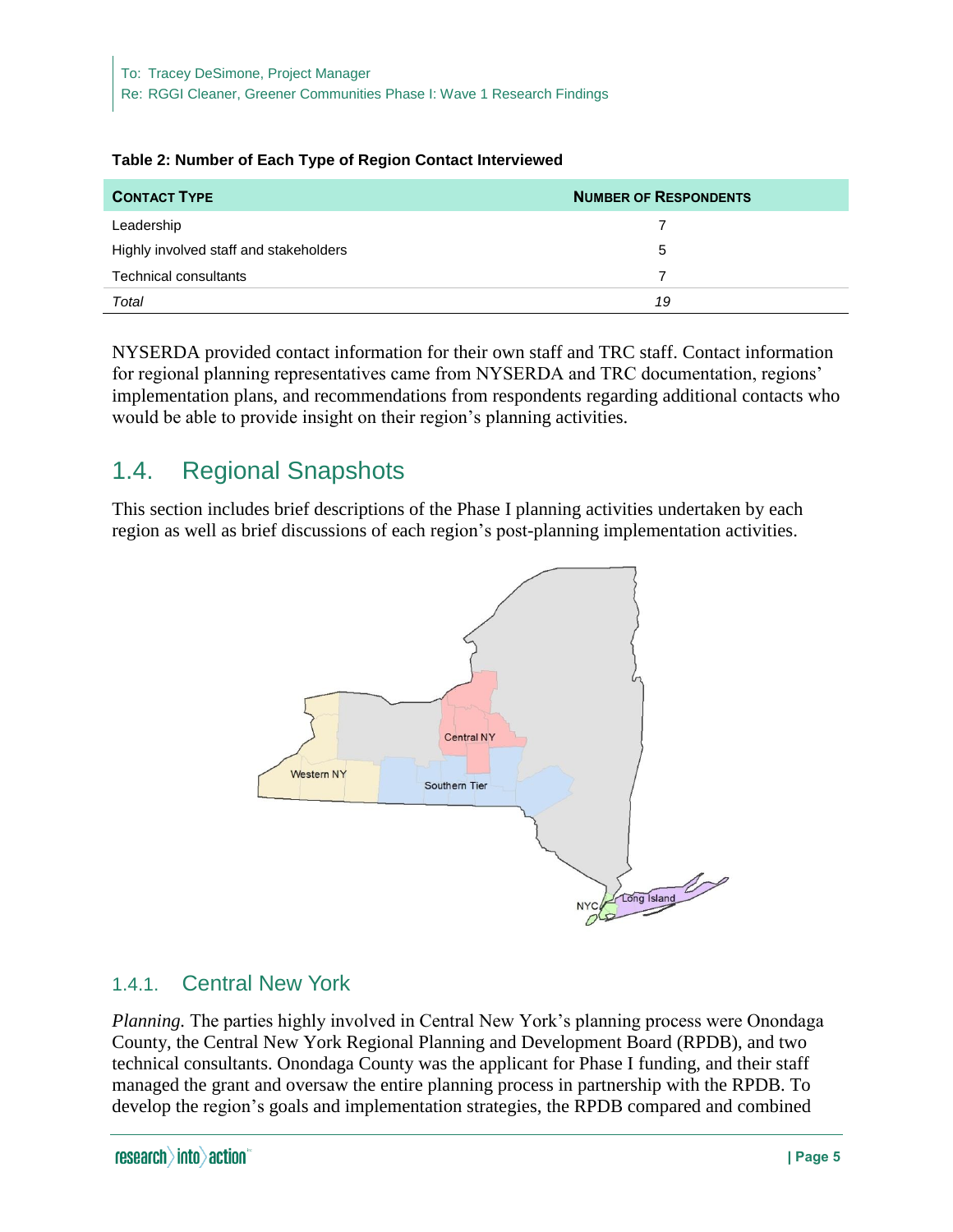**Table 2: Number of Each Type of Region Contact Interviewed**

| Contact Type | Number of Respondents |
|---|---|
| Leadership | 7 |
| Highly involved staff and stakeholders | 5 |
| Technical consultants | 7 |
| *Total* | *19* |

NYSERDA provided contact information for their own staff and TRC staff. Contact information for regional planning representatives came from NYSERDA and TRC documentation, regions' implementation plans, and recommendations from respondents regarding additional contacts who would be able to provide insight on their region's planning activities.

## 1.4. Regional Snapshots

This section includes brief descriptions of the Phase I planning activities undertaken by each region as well as brief discussions of each region's post-planning implementation activities.

### 1.4.1. Central New York

*Planning.* The parties highly involved in Central New York's planning process were Onondaga County, the Central New York Regional Planning and Development Board (RPDB), and two technical consultants. Onondaga County was the applicant for Phase I funding, and their staff managed the grant and oversaw the entire planning process in partnership with the RPDB. To develop the region's goals and implementation strategies, the RPDB compared and combined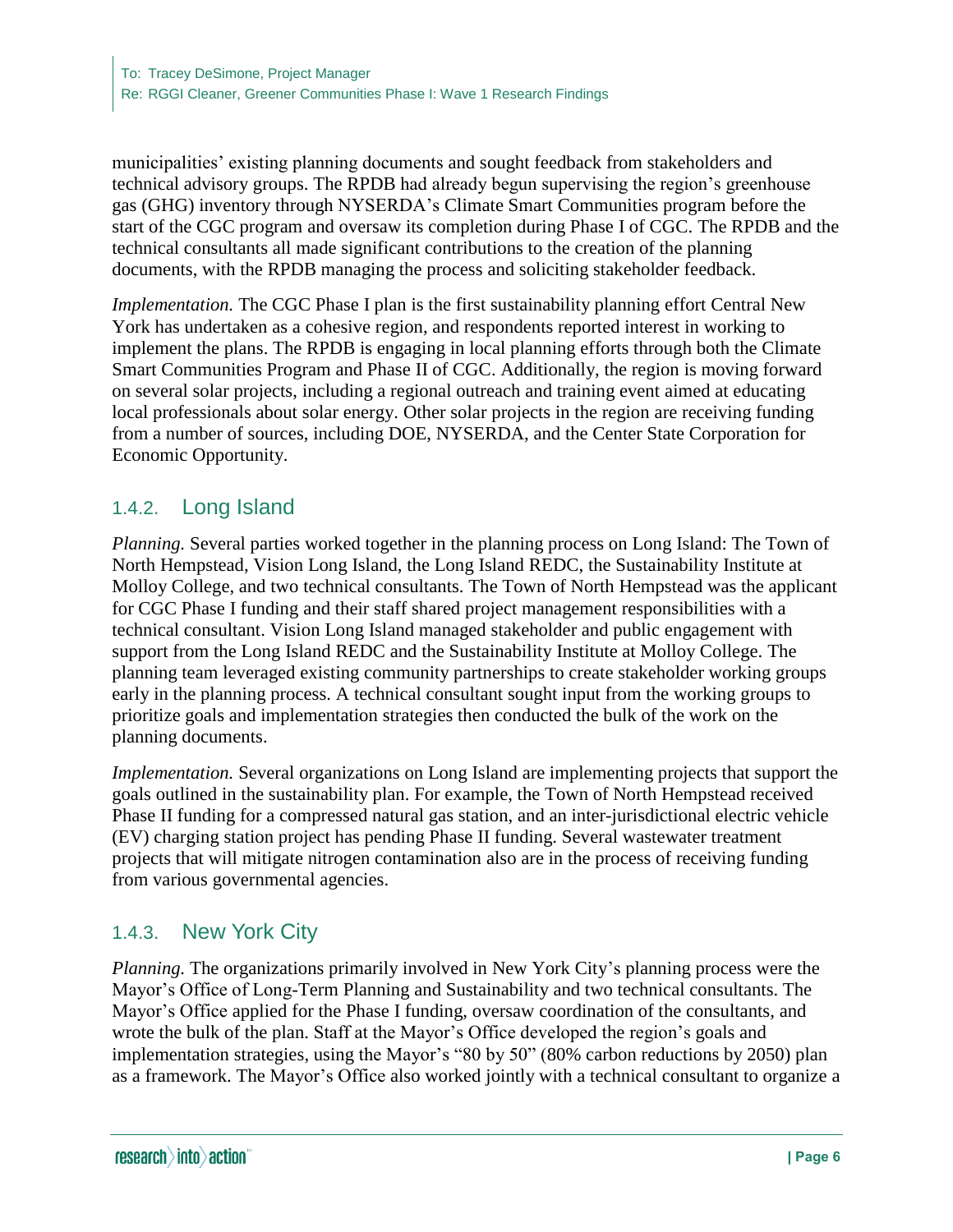municipalities' existing planning documents and sought feedback from stakeholders and technical advisory groups. The RPDB had already begun supervising the region's greenhouse gas (GHG) inventory through NYSERDA's Climate Smart Communities program before the start of the CGC program and oversaw its completion during Phase I of CGC. The RPDB and the technical consultants all made significant contributions to the creation of the planning documents, with the RPDB managing the process and soliciting stakeholder feedback.

*Implementation.* The CGC Phase I plan is the first sustainability planning effort Central New York has undertaken as a cohesive region, and respondents reported interest in working to implement the plans. The RPDB is engaging in local planning efforts through both the Climate Smart Communities Program and Phase II of CGC. Additionally, the region is moving forward on several solar projects, including a regional outreach and training event aimed at educating local professionals about solar energy. Other solar projects in the region are receiving funding from a number of sources, including DOE, NYSERDA, and the Center State Corporation for Economic Opportunity.

### 1.4.2. Long Island

*Planning.* Several parties worked together in the planning process on Long Island: The Town of North Hempstead, Vision Long Island, the Long Island REDC, the Sustainability Institute at Molloy College, and two technical consultants. The Town of North Hempstead was the applicant for CGC Phase I funding and their staff shared project management responsibilities with a technical consultant. Vision Long Island managed stakeholder and public engagement with support from the Long Island REDC and the Sustainability Institute at Molloy College. The planning team leveraged existing community partnerships to create stakeholder working groups early in the planning process. A technical consultant sought input from the working groups to prioritize goals and implementation strategies then conducted the bulk of the work on the planning documents.

*Implementation.* Several organizations on Long Island are implementing projects that support the goals outlined in the sustainability plan. For example, the Town of North Hempstead received Phase II funding for a compressed natural gas station, and an inter-jurisdictional electric vehicle (EV) charging station project has pending Phase II funding. Several wastewater treatment projects that will mitigate nitrogen contamination also are in the process of receiving funding from various governmental agencies.

### 1.4.3. New York City

*Planning.* The organizations primarily involved in New York City's planning process were the Mayor's Office of Long-Term Planning and Sustainability and two technical consultants. The Mayor's Office applied for the Phase I funding, oversaw coordination of the consultants, and wrote the bulk of the plan. Staff at the Mayor's Office developed the region's goals and implementation strategies, using the Mayor's "80 by 50" (80% carbon reductions by 2050) plan as a framework. The Mayor's Office also worked jointly with a technical consultant to organize a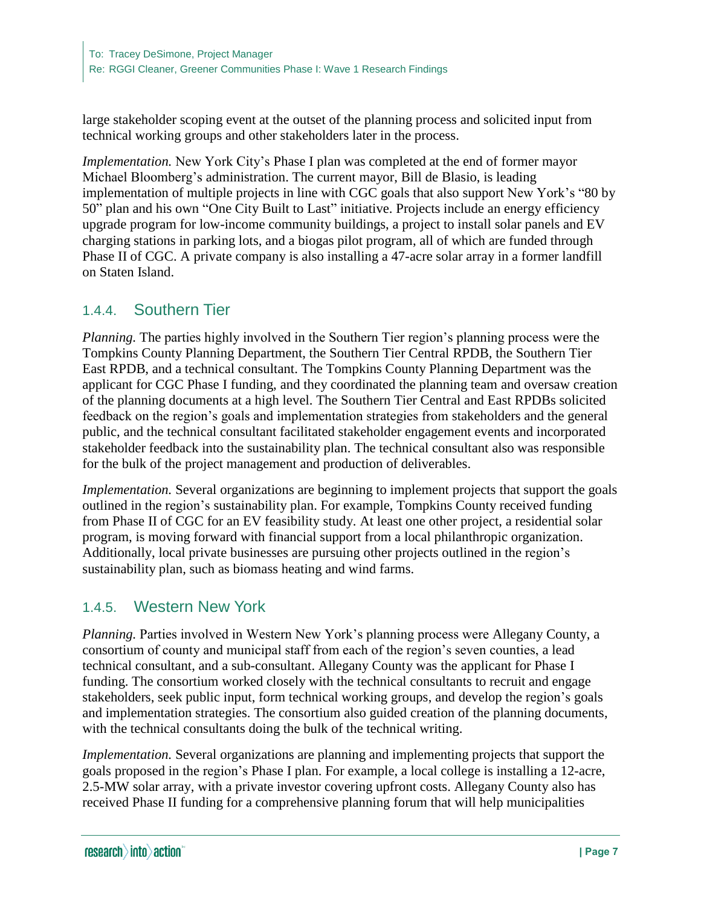large stakeholder scoping event at the outset of the planning process and solicited input from technical working groups and other stakeholders later in the process.

*Implementation.* New York City's Phase I plan was completed at the end of former mayor Michael Bloomberg's administration. The current mayor, Bill de Blasio, is leading implementation of multiple projects in line with CGC goals that also support New York's "80 by 50" plan and his own "One City Built to Last" initiative. Projects include an energy efficiency upgrade program for low-income community buildings, a project to install solar panels and EV charging stations in parking lots, and a biogas pilot program, all of which are funded through Phase II of CGC. A private company is also installing a 47-acre solar array in a former landfill on Staten Island.

### 1.4.4. Southern Tier

*Planning.* The parties highly involved in the Southern Tier region's planning process were the Tompkins County Planning Department, the Southern Tier Central RPDB, the Southern Tier East RPDB, and a technical consultant. The Tompkins County Planning Department was the applicant for CGC Phase I funding, and they coordinated the planning team and oversaw creation of the planning documents at a high level. The Southern Tier Central and East RPDBs solicited feedback on the region's goals and implementation strategies from stakeholders and the general public, and the technical consultant facilitated stakeholder engagement events and incorporated stakeholder feedback into the sustainability plan. The technical consultant also was responsible for the bulk of the project management and production of deliverables.

*Implementation.* Several organizations are beginning to implement projects that support the goals outlined in the region's sustainability plan. For example, Tompkins County received funding from Phase II of CGC for an EV feasibility study. At least one other project, a residential solar program, is moving forward with financial support from a local philanthropic organization. Additionally, local private businesses are pursuing other projects outlined in the region's sustainability plan, such as biomass heating and wind farms.

### 1.4.5. Western New York

*Planning.* Parties involved in Western New York's planning process were Allegany County, a consortium of county and municipal staff from each of the region's seven counties, a lead technical consultant, and a sub-consultant. Allegany County was the applicant for Phase I funding. The consortium worked closely with the technical consultants to recruit and engage stakeholders, seek public input, form technical working groups, and develop the region's goals and implementation strategies. The consortium also guided creation of the planning documents, with the technical consultants doing the bulk of the technical writing.

*Implementation.* Several organizations are planning and implementing projects that support the goals proposed in the region's Phase I plan. For example, a local college is installing a 12-acre, 2.5-MW solar array, with a private investor covering upfront costs. Allegany County also has received Phase II funding for a comprehensive planning forum that will help municipalities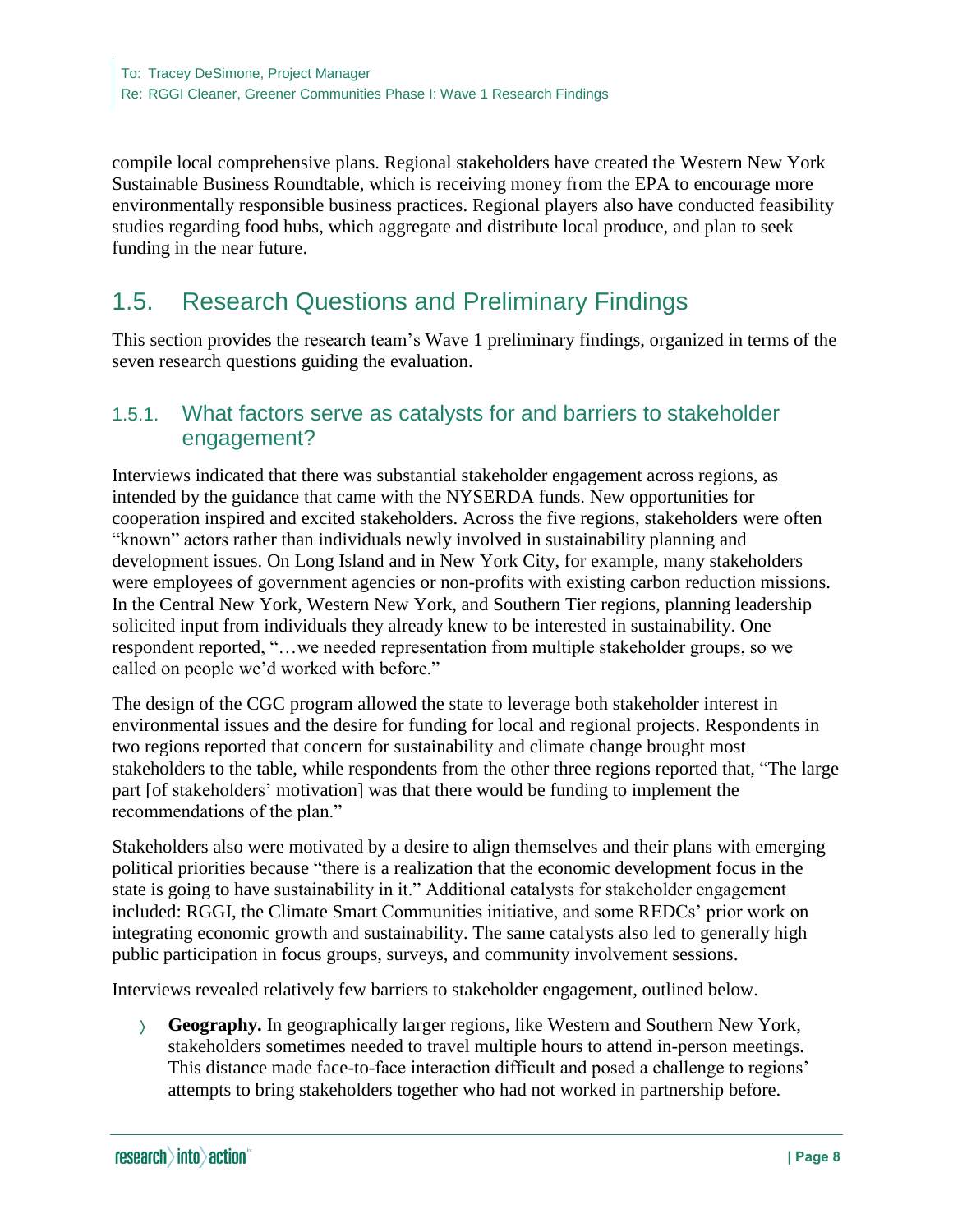compile local comprehensive plans. Regional stakeholders have created the Western New York Sustainable Business Roundtable, which is receiving money from the EPA to encourage more environmentally responsible business practices. Regional players also have conducted feasibility studies regarding food hubs, which aggregate and distribute local produce, and plan to seek funding in the near future.

## 1.5. Research Questions and Preliminary Findings

This section provides the research team's Wave 1 preliminary findings, organized in terms of the seven research questions guiding the evaluation.

### 1.5.1. What factors serve as catalysts for and barriers to stakeholder engagement?

Interviews indicated that there was substantial stakeholder engagement across regions, as intended by the guidance that came with the NYSERDA funds. New opportunities for cooperation inspired and excited stakeholders. Across the five regions, stakeholders were often "known" actors rather than individuals newly involved in sustainability planning and development issues. On Long Island and in New York City, for example, many stakeholders were employees of government agencies or non-profits with existing carbon reduction missions. In the Central New York, Western New York, and Southern Tier regions, planning leadership solicited input from individuals they already knew to be interested in sustainability. One respondent reported, "…we needed representation from multiple stakeholder groups, so we called on people we'd worked with before."

The design of the CGC program allowed the state to leverage both stakeholder interest in environmental issues and the desire for funding for local and regional projects. Respondents in two regions reported that concern for sustainability and climate change brought most stakeholders to the table, while respondents from the other three regions reported that, "The large part [of stakeholders' motivation] was that there would be funding to implement the recommendations of the plan."

Stakeholders also were motivated by a desire to align themselves and their plans with emerging political priorities because "there is a realization that the economic development focus in the state is going to have sustainability in it." Additional catalysts for stakeholder engagement included: RGGI, the Climate Smart Communities initiative, and some REDCs' prior work on integrating economic growth and sustainability. The same catalysts also led to generally high public participation in focus groups, surveys, and community involvement sessions.

Interviews revealed relatively few barriers to stakeholder engagement, outlined below.

- **Geography.** In geographically larger regions, like Western and Southern New York, stakeholders sometimes needed to travel multiple hours to attend in-person meetings. This distance made face-to-face interaction difficult and posed a challenge to regions' attempts to bring stakeholders together who had not worked in partnership before.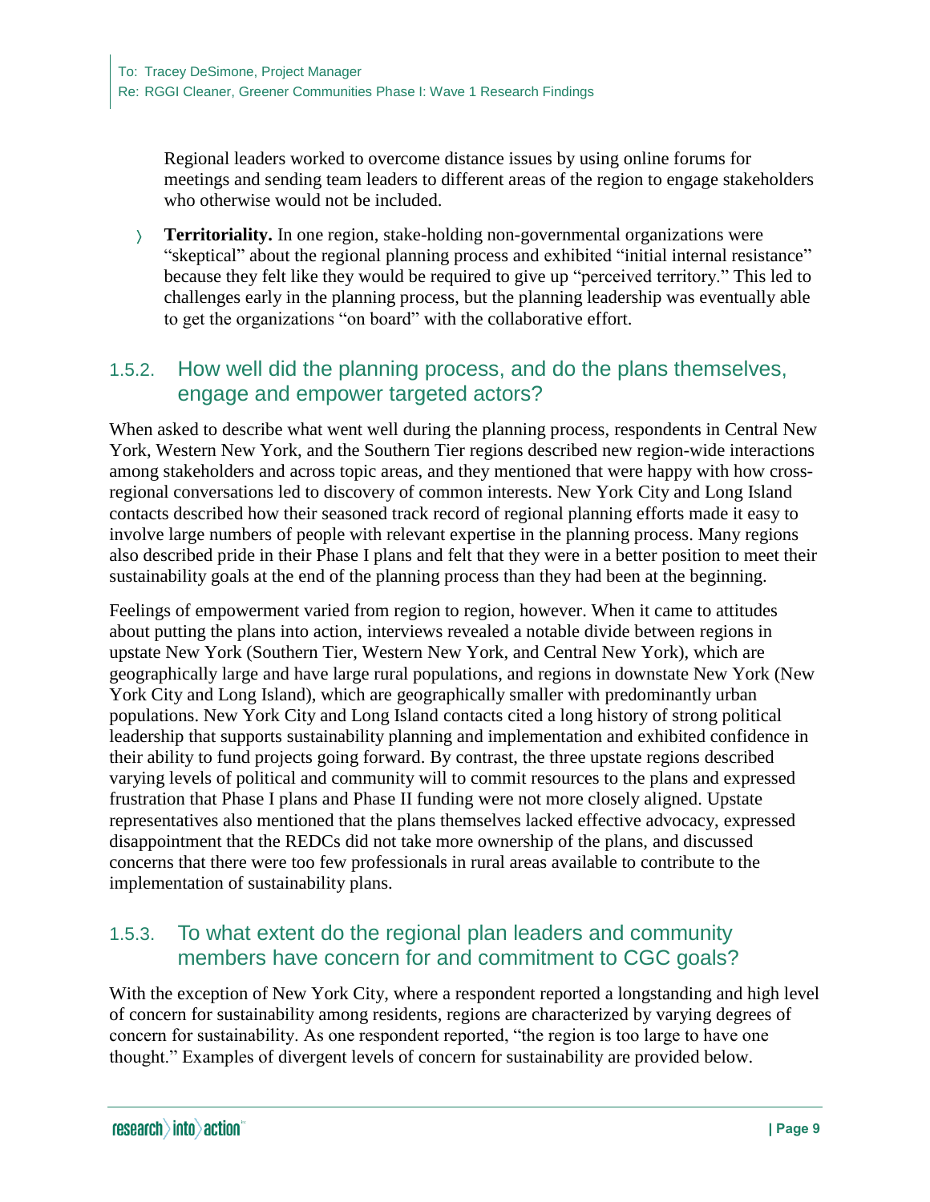Regional leaders worked to overcome distance issues by using online forums for meetings and sending team leaders to different areas of the region to engage stakeholders who otherwise would not be included.

- **Territoriality.** In one region, stake-holding non-governmental organizations were "skeptical" about the regional planning process and exhibited "initial internal resistance" because they felt like they would be required to give up "perceived territory." This led to challenges early in the planning process, but the planning leadership was eventually able to get the organizations "on board" with the collaborative effort.

### 1.5.2. How well did the planning process, and do the plans themselves, engage and empower targeted actors?

When asked to describe what went well during the planning process, respondents in Central New York, Western New York, and the Southern Tier regions described new region-wide interactions among stakeholders and across topic areas, and they mentioned that were happy with how cross-regional conversations led to discovery of common interests. New York City and Long Island contacts described how their seasoned track record of regional planning efforts made it easy to involve large numbers of people with relevant expertise in the planning process. Many regions also described pride in their Phase I plans and felt that they were in a better position to meet their sustainability goals at the end of the planning process than they had been at the beginning.

Feelings of empowerment varied from region to region, however. When it came to attitudes about putting the plans into action, interviews revealed a notable divide between regions in upstate New York (Southern Tier, Western New York, and Central New York), which are geographically large and have large rural populations, and regions in downstate New York (New York City and Long Island), which are geographically smaller with predominantly urban populations. New York City and Long Island contacts cited a long history of strong political leadership that supports sustainability planning and implementation and exhibited confidence in their ability to fund projects going forward. By contrast, the three upstate regions described varying levels of political and community will to commit resources to the plans and expressed frustration that Phase I plans and Phase II funding were not more closely aligned. Upstate representatives also mentioned that the plans themselves lacked effective advocacy, expressed disappointment that the REDCs did not take more ownership of the plans, and discussed concerns that there were too few professionals in rural areas available to contribute to the implementation of sustainability plans.

### 1.5.3. To what extent do the regional plan leaders and community members have concern for and commitment to CGC goals?

With the exception of New York City, where a respondent reported a longstanding and high level of concern for sustainability among residents, regions are characterized by varying degrees of concern for sustainability. As one respondent reported, "the region is too large to have one thought." Examples of divergent levels of concern for sustainability are provided below.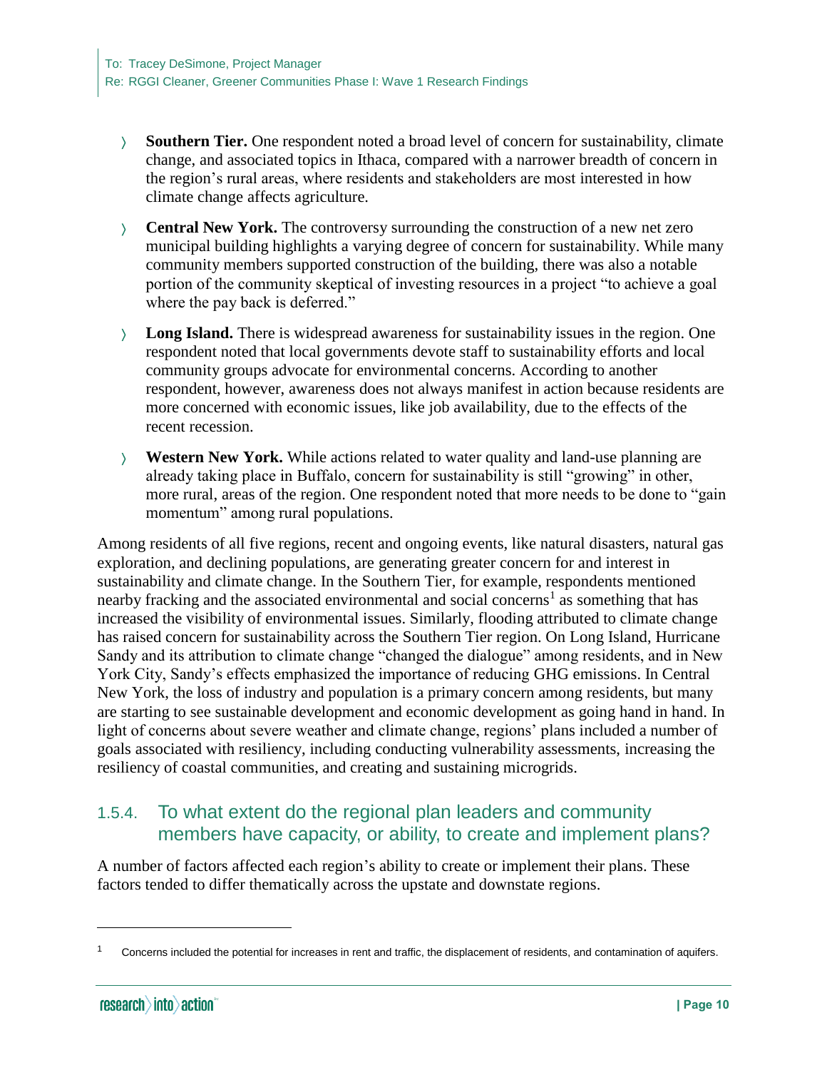- **Southern Tier.** One respondent noted a broad level of concern for sustainability, climate change, and associated topics in Ithaca, compared with a narrower breadth of concern in the region's rural areas, where residents and stakeholders are most interested in how climate change affects agriculture.

- **Central New York.** The controversy surrounding the construction of a new net zero municipal building highlights a varying degree of concern for sustainability. While many community members supported construction of the building, there was also a notable portion of the community skeptical of investing resources in a project "to achieve a goal where the pay back is deferred."

- **Long Island.** There is widespread awareness for sustainability issues in the region. One respondent noted that local governments devote staff to sustainability efforts and local community groups advocate for environmental concerns. According to another respondent, however, awareness does not always manifest in action because residents are more concerned with economic issues, like job availability, due to the effects of the recent recession.

- **Western New York.** While actions related to water quality and land-use planning are already taking place in Buffalo, concern for sustainability is still "growing" in other, more rural, areas of the region. One respondent noted that more needs to be done to "gain momentum" among rural populations.

Among residents of all five regions, recent and ongoing events, like natural disasters, natural gas exploration, and declining populations, are generating greater concern for and interest in sustainability and climate change. In the Southern Tier, for example, respondents mentioned nearby fracking and the associated environmental and social concerns[1] as something that has increased the visibility of environmental issues. Similarly, flooding attributed to climate change has raised concern for sustainability across the Southern Tier region. On Long Island, Hurricane Sandy and its attribution to climate change "changed the dialogue" among residents, and in New York City, Sandy's effects emphasized the importance of reducing GHG emissions. In Central New York, the loss of industry and population is a primary concern among residents, but many are starting to see sustainable development and economic development as going hand in hand. In light of concerns about severe weather and climate change, regions' plans included a number of goals associated with resiliency, including conducting vulnerability assessments, increasing the resiliency of coastal communities, and creating and sustaining microgrids.

### 1.5.4. To what extent do the regional plan leaders and community members have capacity, or ability, to create and implement plans?

A number of factors affected each region's ability to create or implement their plans. These factors tended to differ thematically across the upstate and downstate regions.

---

[1] Concerns included the potential for increases in rent and traffic, the displacement of residents, and contamination of aquifers.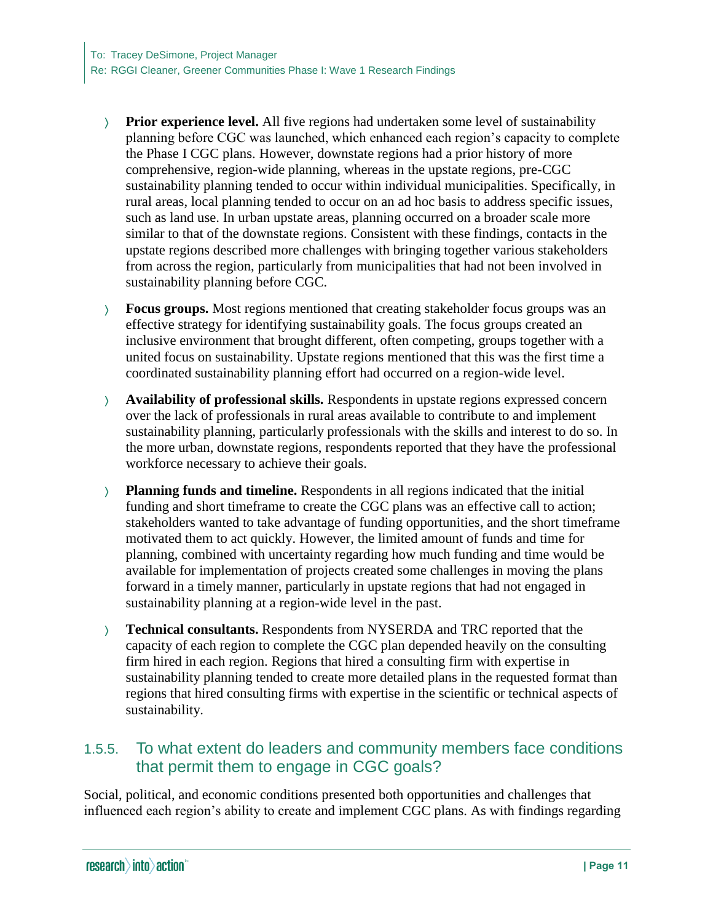- **Prior experience level.** All five regions had undertaken some level of sustainability planning before CGC was launched, which enhanced each region's capacity to complete the Phase I CGC plans. However, downstate regions had a prior history of more comprehensive, region-wide planning, whereas in the upstate regions, pre-CGC sustainability planning tended to occur within individual municipalities. Specifically, in rural areas, local planning tended to occur on an ad hoc basis to address specific issues, such as land use. In urban upstate areas, planning occurred on a broader scale more similar to that of the downstate regions. Consistent with these findings, contacts in the upstate regions described more challenges with bringing together various stakeholders from across the region, particularly from municipalities that had not been involved in sustainability planning before CGC.
- **Focus groups.** Most regions mentioned that creating stakeholder focus groups was an effective strategy for identifying sustainability goals. The focus groups created an inclusive environment that brought different, often competing, groups together with a united focus on sustainability. Upstate regions mentioned that this was the first time a coordinated sustainability planning effort had occurred on a region-wide level.
- **Availability of professional skills.** Respondents in upstate regions expressed concern over the lack of professionals in rural areas available to contribute to and implement sustainability planning, particularly professionals with the skills and interest to do so. In the more urban, downstate regions, respondents reported that they have the professional workforce necessary to achieve their goals.
- **Planning funds and timeline.** Respondents in all regions indicated that the initial funding and short timeframe to create the CGC plans was an effective call to action; stakeholders wanted to take advantage of funding opportunities, and the short timeframe motivated them to act quickly. However, the limited amount of funds and time for planning, combined with uncertainty regarding how much funding and time would be available for implementation of projects created some challenges in moving the plans forward in a timely manner, particularly in upstate regions that had not engaged in sustainability planning at a region-wide level in the past.
- **Technical consultants.** Respondents from NYSERDA and TRC reported that the capacity of each region to complete the CGC plan depended heavily on the consulting firm hired in each region. Regions that hired a consulting firm with expertise in sustainability planning tended to create more detailed plans in the requested format than regions that hired consulting firms with expertise in the scientific or technical aspects of sustainability.

### 1.5.5. To what extent do leaders and community members face conditions that permit them to engage in CGC goals?

Social, political, and economic conditions presented both opportunities and challenges that influenced each region's ability to create and implement CGC plans. As with findings regarding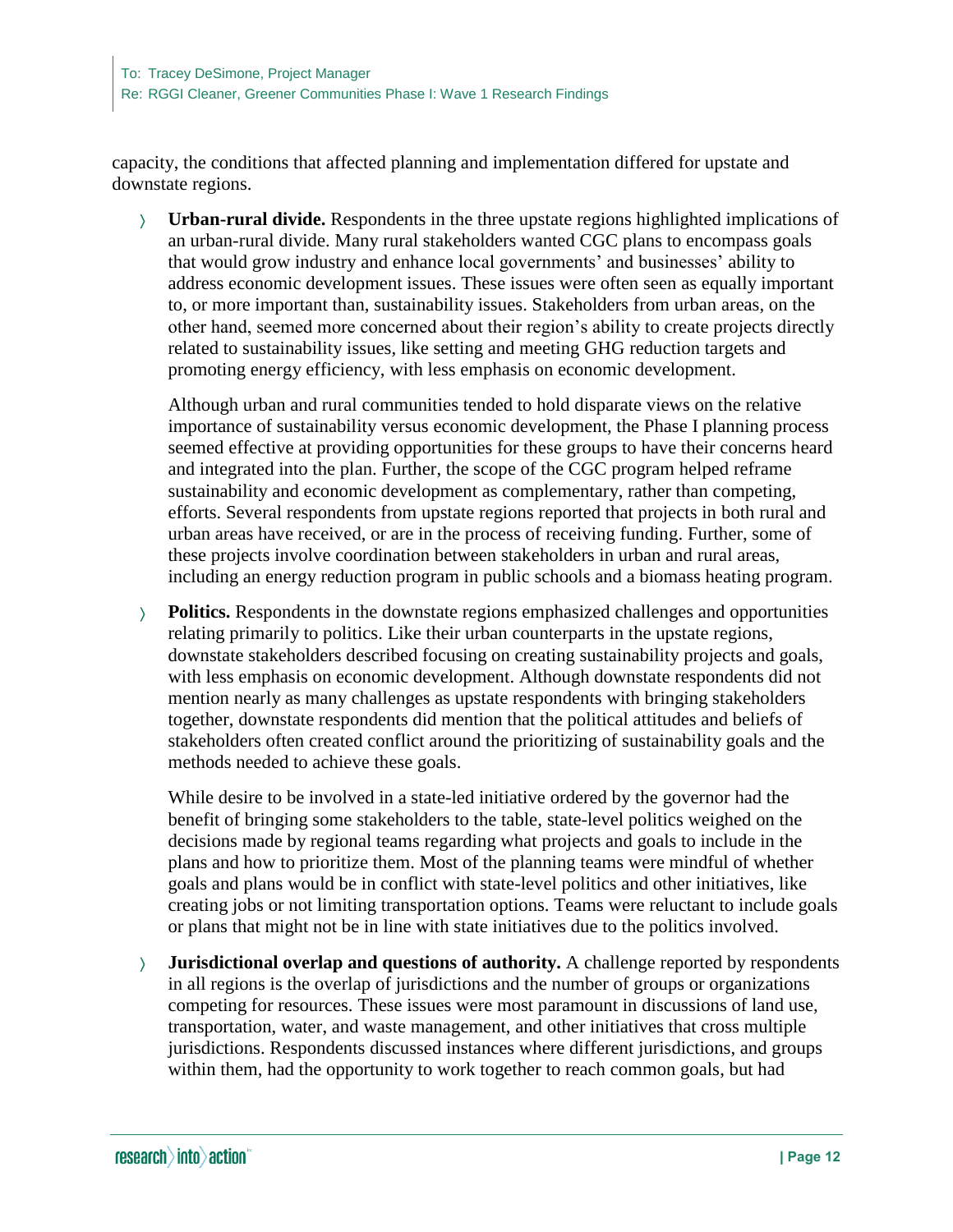capacity, the conditions that affected planning and implementation differed for upstate and downstate regions.

- **Urban-rural divide.** Respondents in the three upstate regions highlighted implications of an urban-rural divide. Many rural stakeholders wanted CGC plans to encompass goals that would grow industry and enhance local governments' and businesses' ability to address economic development issues. These issues were often seen as equally important to, or more important than, sustainability issues. Stakeholders from urban areas, on the other hand, seemed more concerned about their region's ability to create projects directly related to sustainability issues, like setting and meeting GHG reduction targets and promoting energy efficiency, with less emphasis on economic development.

  Although urban and rural communities tended to hold disparate views on the relative importance of sustainability versus economic development, the Phase I planning process seemed effective at providing opportunities for these groups to have their concerns heard and integrated into the plan. Further, the scope of the CGC program helped reframe sustainability and economic development as complementary, rather than competing, efforts. Several respondents from upstate regions reported that projects in both rural and urban areas have received, or are in the process of receiving funding. Further, some of these projects involve coordination between stakeholders in urban and rural areas, including an energy reduction program in public schools and a biomass heating program.

- **Politics.** Respondents in the downstate regions emphasized challenges and opportunities relating primarily to politics. Like their urban counterparts in the upstate regions, downstate stakeholders described focusing on creating sustainability projects and goals, with less emphasis on economic development. Although downstate respondents did not mention nearly as many challenges as upstate respondents with bringing stakeholders together, downstate respondents did mention that the political attitudes and beliefs of stakeholders often created conflict around the prioritizing of sustainability goals and the methods needed to achieve these goals.

  While desire to be involved in a state-led initiative ordered by the governor had the benefit of bringing some stakeholders to the table, state-level politics weighed on the decisions made by regional teams regarding what projects and goals to include in the plans and how to prioritize them. Most of the planning teams were mindful of whether goals and plans would be in conflict with state-level politics and other initiatives, like creating jobs or not limiting transportation options. Teams were reluctant to include goals or plans that might not be in line with state initiatives due to the politics involved.

- **Jurisdictional overlap and questions of authority.** A challenge reported by respondents in all regions is the overlap of jurisdictions and the number of groups or organizations competing for resources. These issues were most paramount in discussions of land use, transportation, water, and waste management, and other initiatives that cross multiple jurisdictions. Respondents discussed instances where different jurisdictions, and groups within them, had the opportunity to work together to reach common goals, but had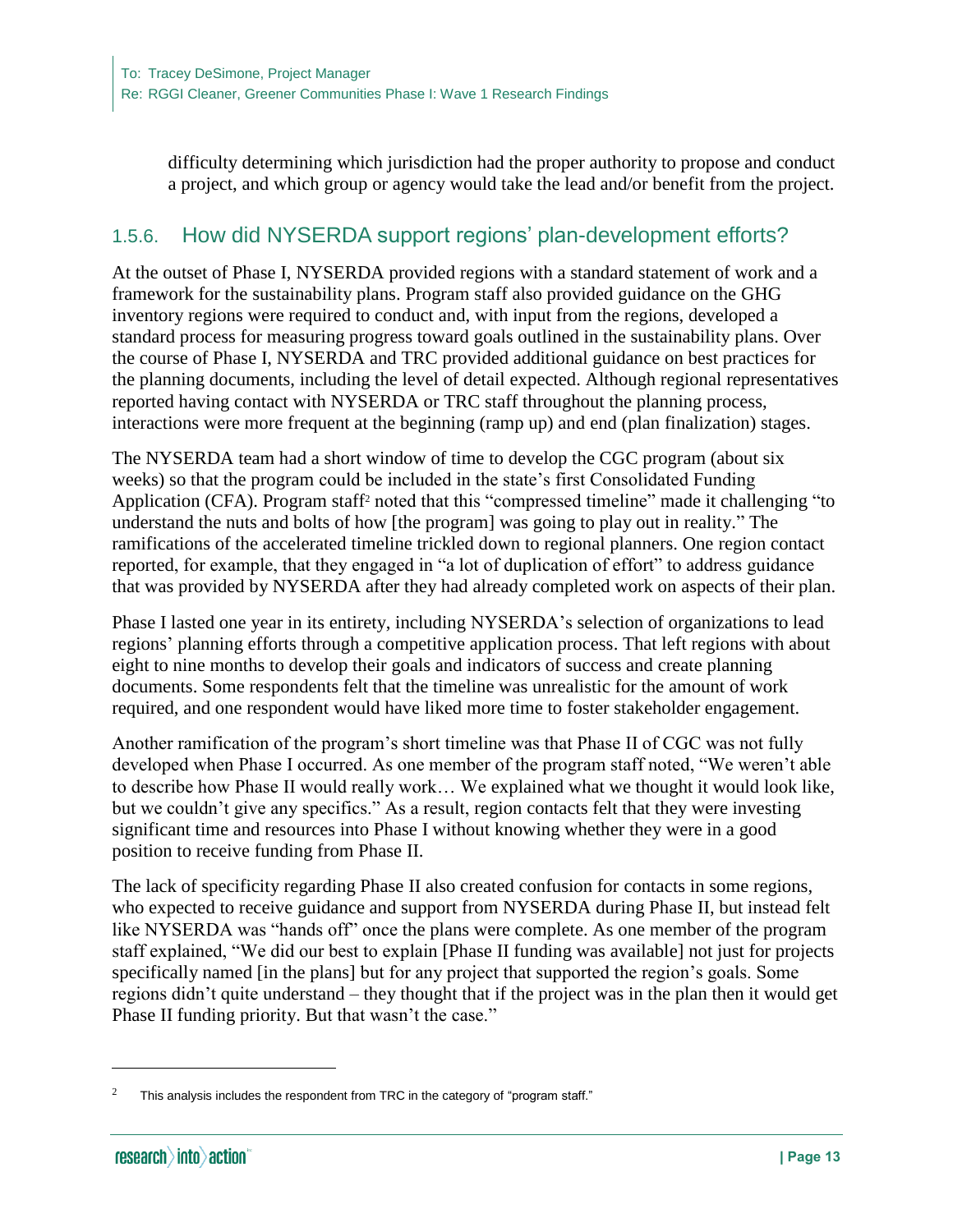difficulty determining which jurisdiction had the proper authority to propose and conduct a project, and which group or agency would take the lead and/or benefit from the project.

### 1.5.6. How did NYSERDA support regions' plan-development efforts?

At the outset of Phase I, NYSERDA provided regions with a standard statement of work and a framework for the sustainability plans. Program staff also provided guidance on the GHG inventory regions were required to conduct and, with input from the regions, developed a standard process for measuring progress toward goals outlined in the sustainability plans. Over the course of Phase I, NYSERDA and TRC provided additional guidance on best practices for the planning documents, including the level of detail expected. Although regional representatives reported having contact with NYSERDA or TRC staff throughout the planning process, interactions were more frequent at the beginning (ramp up) and end (plan finalization) stages.

The NYSERDA team had a short window of time to develop the CGC program (about six weeks) so that the program could be included in the state's first Consolidated Funding Application (CFA). Program staff[2] noted that this "compressed timeline" made it challenging "to understand the nuts and bolts of how [the program] was going to play out in reality." The ramifications of the accelerated timeline trickled down to regional planners. One region contact reported, for example, that they engaged in "a lot of duplication of effort" to address guidance that was provided by NYSERDA after they had already completed work on aspects of their plan.

Phase I lasted one year in its entirety, including NYSERDA's selection of organizations to lead regions' planning efforts through a competitive application process. That left regions with about eight to nine months to develop their goals and indicators of success and create planning documents. Some respondents felt that the timeline was unrealistic for the amount of work required, and one respondent would have liked more time to foster stakeholder engagement.

Another ramification of the program's short timeline was that Phase II of CGC was not fully developed when Phase I occurred. As one member of the program staff noted, "We weren't able to describe how Phase II would really work… We explained what we thought it would look like, but we couldn't give any specifics." As a result, region contacts felt that they were investing significant time and resources into Phase I without knowing whether they were in a good position to receive funding from Phase II.

The lack of specificity regarding Phase II also created confusion for contacts in some regions, who expected to receive guidance and support from NYSERDA during Phase II, but instead felt like NYSERDA was "hands off" once the plans were complete. As one member of the program staff explained, "We did our best to explain [Phase II funding was available] not just for projects specifically named [in the plans] but for any project that supported the region's goals. Some regions didn't quite understand – they thought that if the project was in the plan then it would get Phase II funding priority. But that wasn't the case."

[2] This analysis includes the respondent from TRC in the category of "program staff."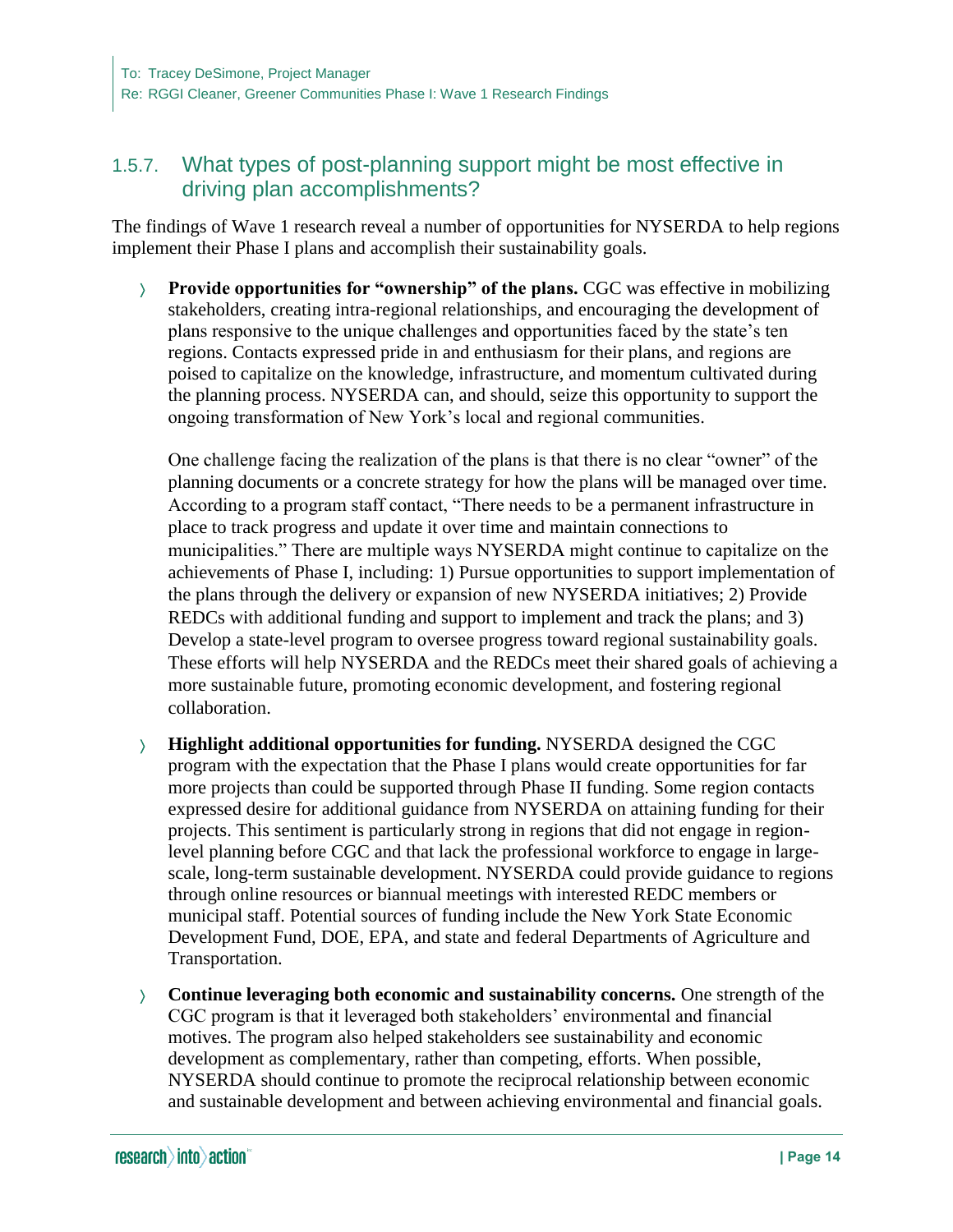### 1.5.7. What types of post-planning support might be most effective in driving plan accomplishments?

The findings of Wave 1 research reveal a number of opportunities for NYSERDA to help regions implement their Phase I plans and accomplish their sustainability goals.

- **Provide opportunities for "ownership" of the plans.** CGC was effective in mobilizing stakeholders, creating intra-regional relationships, and encouraging the development of plans responsive to the unique challenges and opportunities faced by the state's ten regions. Contacts expressed pride in and enthusiasm for their plans, and regions are poised to capitalize on the knowledge, infrastructure, and momentum cultivated during the planning process. NYSERDA can, and should, seize this opportunity to support the ongoing transformation of New York's local and regional communities.

  One challenge facing the realization of the plans is that there is no clear "owner" of the planning documents or a concrete strategy for how the plans will be managed over time. According to a program staff contact, "There needs to be a permanent infrastructure in place to track progress and update it over time and maintain connections to municipalities." There are multiple ways NYSERDA might continue to capitalize on the achievements of Phase I, including: 1) Pursue opportunities to support implementation of the plans through the delivery or expansion of new NYSERDA initiatives; 2) Provide REDCs with additional funding and support to implement and track the plans; and 3) Develop a state-level program to oversee progress toward regional sustainability goals. These efforts will help NYSERDA and the REDCs meet their shared goals of achieving a more sustainable future, promoting economic development, and fostering regional collaboration.

- **Highlight additional opportunities for funding.** NYSERDA designed the CGC program with the expectation that the Phase I plans would create opportunities for far more projects than could be supported through Phase II funding. Some region contacts expressed desire for additional guidance from NYSERDA on attaining funding for their projects. This sentiment is particularly strong in regions that did not engage in region-level planning before CGC and that lack the professional workforce to engage in large-scale, long-term sustainable development. NYSERDA could provide guidance to regions through online resources or biannual meetings with interested REDC members or municipal staff. Potential sources of funding include the New York State Economic Development Fund, DOE, EPA, and state and federal Departments of Agriculture and Transportation.

- **Continue leveraging both economic and sustainability concerns.** One strength of the CGC program is that it leveraged both stakeholders' environmental and financial motives. The program also helped stakeholders see sustainability and economic development as complementary, rather than competing, efforts. When possible, NYSERDA should continue to promote the reciprocal relationship between economic and sustainable development and between achieving environmental and financial goals.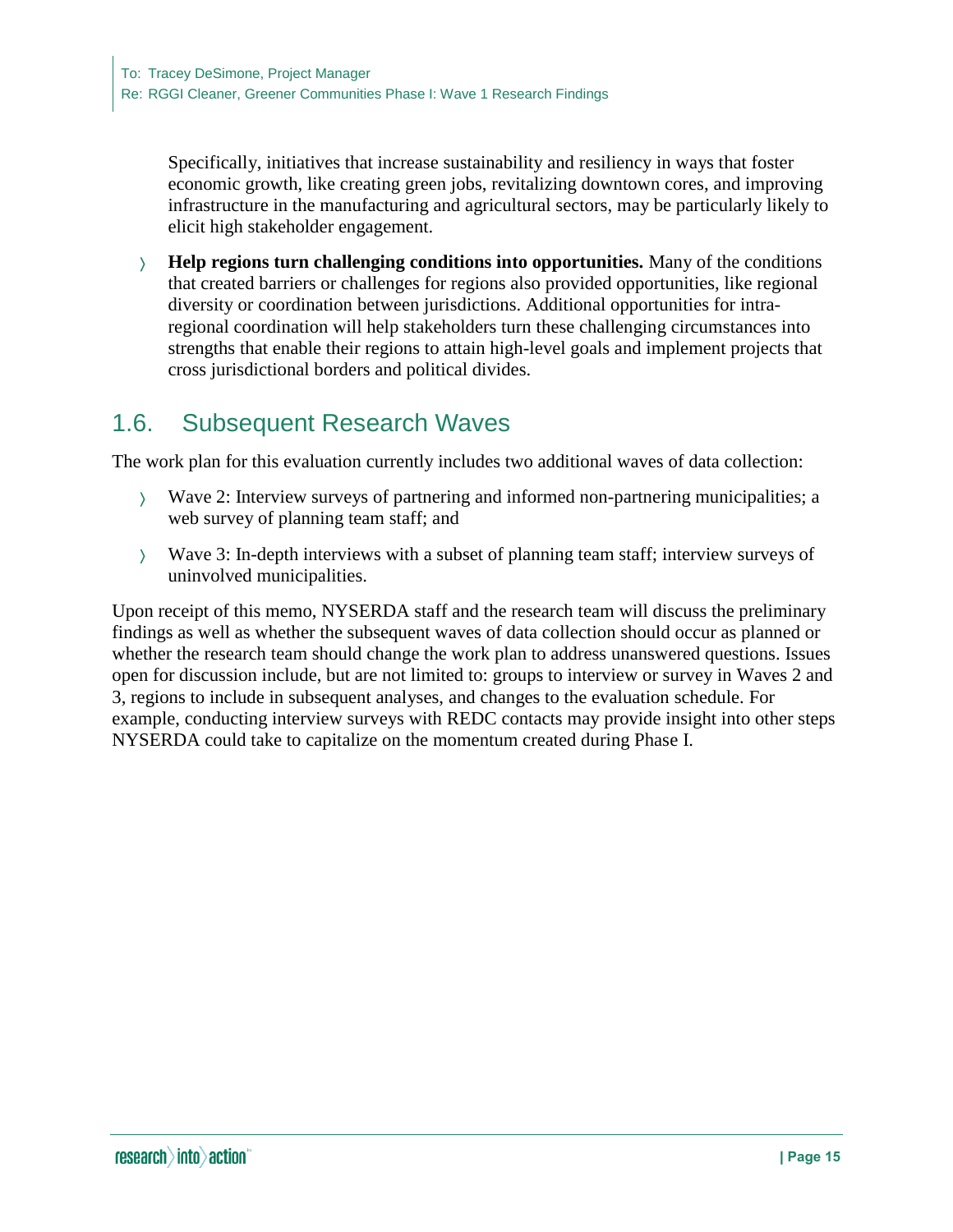Specifically, initiatives that increase sustainability and resiliency in ways that foster economic growth, like creating green jobs, revitalizing downtown cores, and improving infrastructure in the manufacturing and agricultural sectors, may be particularly likely to elicit high stakeholder engagement.

- **Help regions turn challenging conditions into opportunities.** Many of the conditions that created barriers or challenges for regions also provided opportunities, like regional diversity or coordination between jurisdictions. Additional opportunities for intra-regional coordination will help stakeholders turn these challenging circumstances into strengths that enable their regions to attain high-level goals and implement projects that cross jurisdictional borders and political divides.

## 1.6. Subsequent Research Waves

The work plan for this evaluation currently includes two additional waves of data collection:

- Wave 2: Interview surveys of partnering and informed non-partnering municipalities; a web survey of planning team staff; and
- Wave 3: In-depth interviews with a subset of planning team staff; interview surveys of uninvolved municipalities.

Upon receipt of this memo, NYSERDA staff and the research team will discuss the preliminary findings as well as whether the subsequent waves of data collection should occur as planned or whether the research team should change the work plan to address unanswered questions. Issues open for discussion include, but are not limited to: groups to interview or survey in Waves 2 and 3, regions to include in subsequent analyses, and changes to the evaluation schedule. For example, conducting interview surveys with REDC contacts may provide insight into other steps NYSERDA could take to capitalize on the momentum created during Phase I.